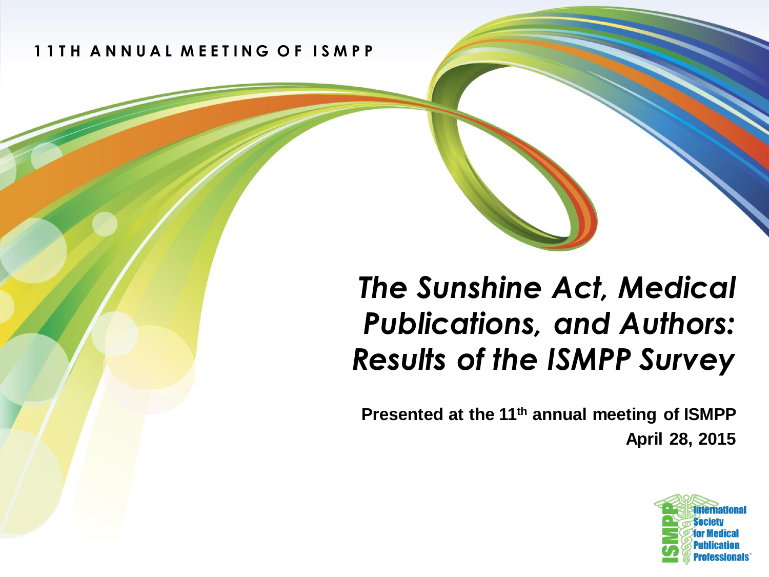11TH ANNUAL MEETING OF ISMPP

# *The Sunshine Act, Medical Publications, and Authors: Results of the ISMPP Survey*

**Presented at the 11th annual meeting of ISMPP**

**April 28, 2015**

International Society for Medical Publication Professionals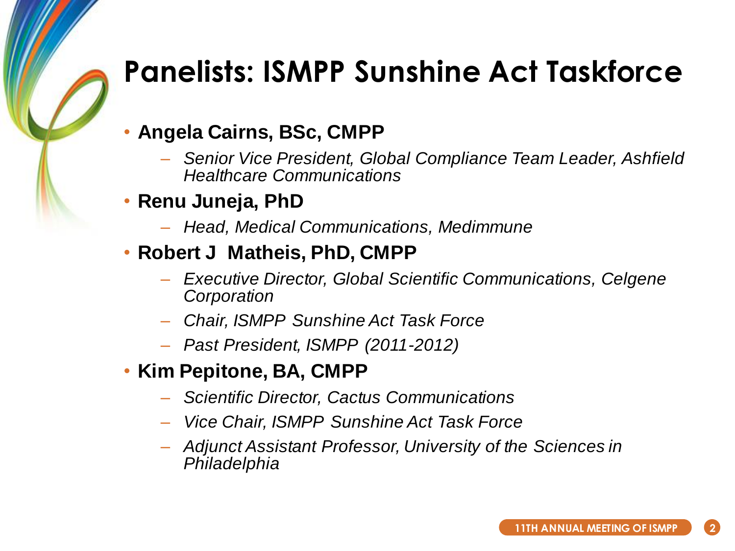# Panelists: ISMPP Sunshine Act Taskforce

- **Angela Cairns, BSc, CMPP**
  - *Senior Vice President, Global Compliance Team Leader, Ashfield Healthcare Communications*
- **Renu Juneja, PhD**
  - *Head, Medical Communications, Medimmune*
- **Robert J Matheis, PhD, CMPP**
  - *Executive Director, Global Scientific Communications, Celgene Corporation*
  - *Chair, ISMPP Sunshine Act Task Force*
  - *Past President, ISMPP (2011-2012)*
- **Kim Pepitone, BA, CMPP**
  - *Scientific Director, Cactus Communications*
  - *Vice Chair, ISMPP Sunshine Act Task Force*
  - *Adjunct Assistant Professor, University of the Sciences in Philadelphia*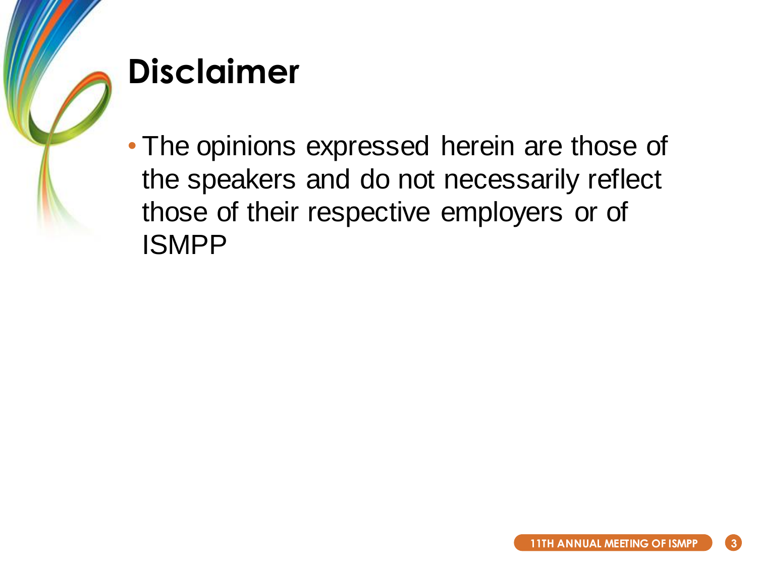# Disclaimer

- The opinions expressed herein are those of the speakers and do not necessarily reflect those of their respective employers or of ISMPP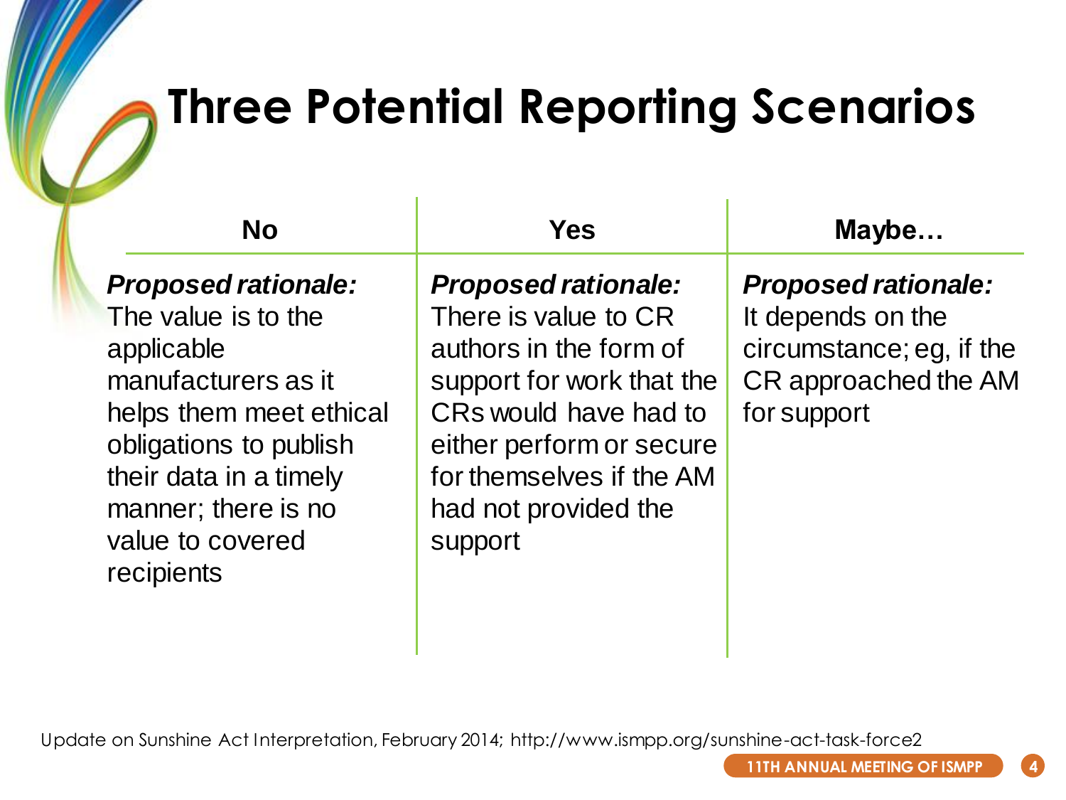# Three Potential Reporting Scenarios

| No | Yes | Maybe… |
| --- | --- | --- |
| ***Proposed rationale:*** The value is to the applicable manufacturers as it helps them meet ethical obligations to publish their data in a timely manner; there is no value to covered recipients | ***Proposed rationale:*** There is value to CR authors in the form of support for work that the CRs would have had to either perform or secure for themselves if the AM had not provided the support | ***Proposed rationale:*** It depends on the circumstance; eg, if the CR approached the AM for support |

Update on Sunshine Act Interpretation, February 2014; http://www.ismpp.org/sunshine-act-task-force2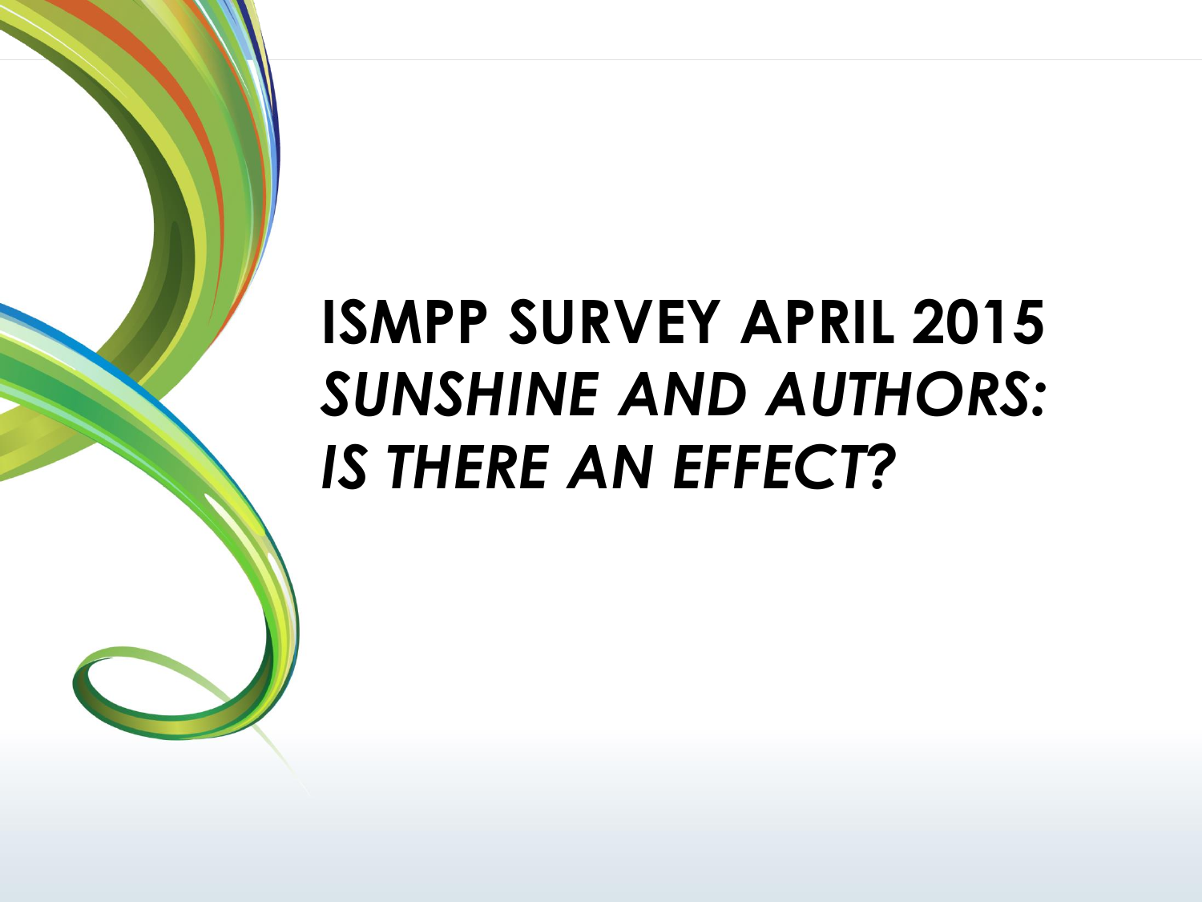# ISMPP SURVEY APRIL 2015

## *SUNSHINE AND AUTHORS: IS THERE AN EFFECT?*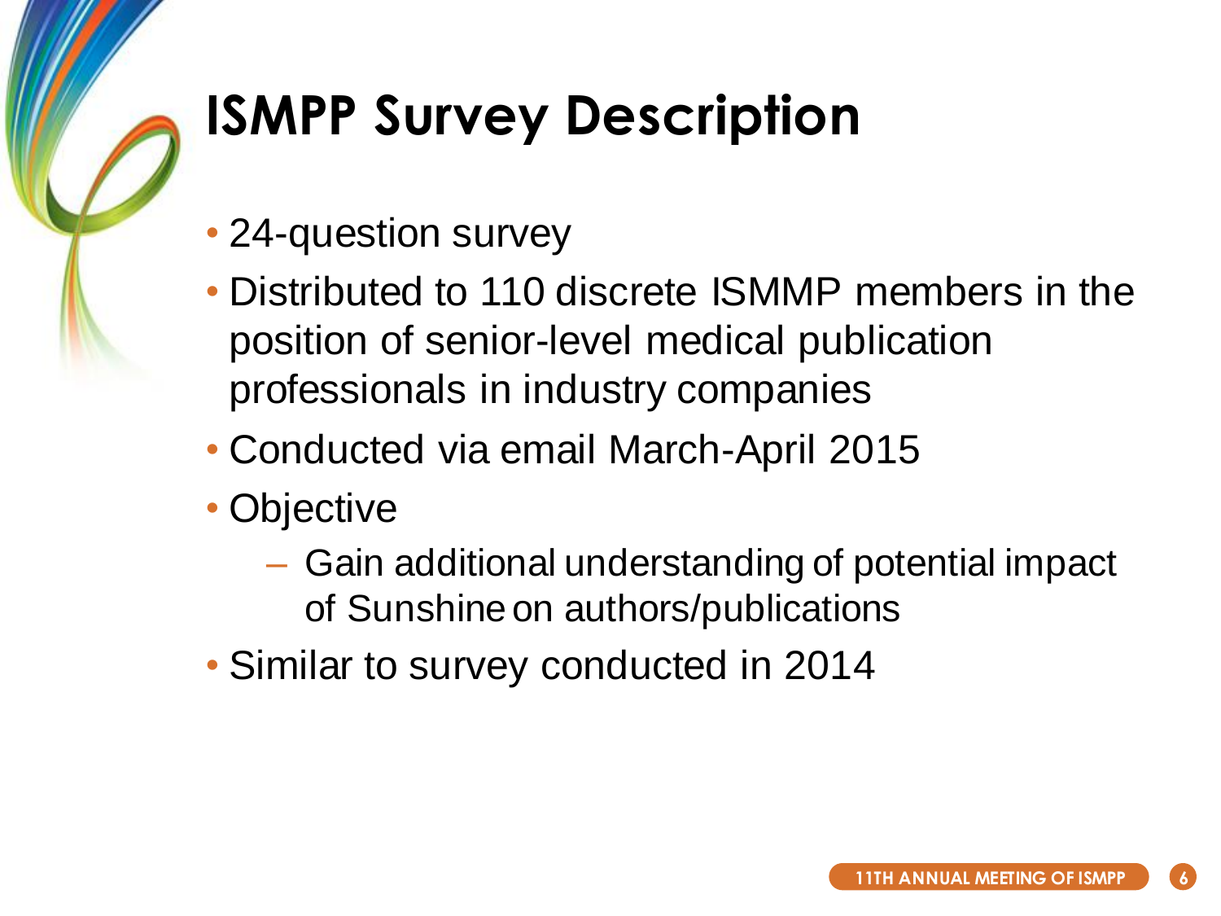# ISMPP Survey Description

- 24-question survey
- Distributed to 110 discrete ISMMP members in the position of senior-level medical publication professionals in industry companies
- Conducted via email March-April 2015
- Objective
  - Gain additional understanding of potential impact of Sunshine on authors/publications
- Similar to survey conducted in 2014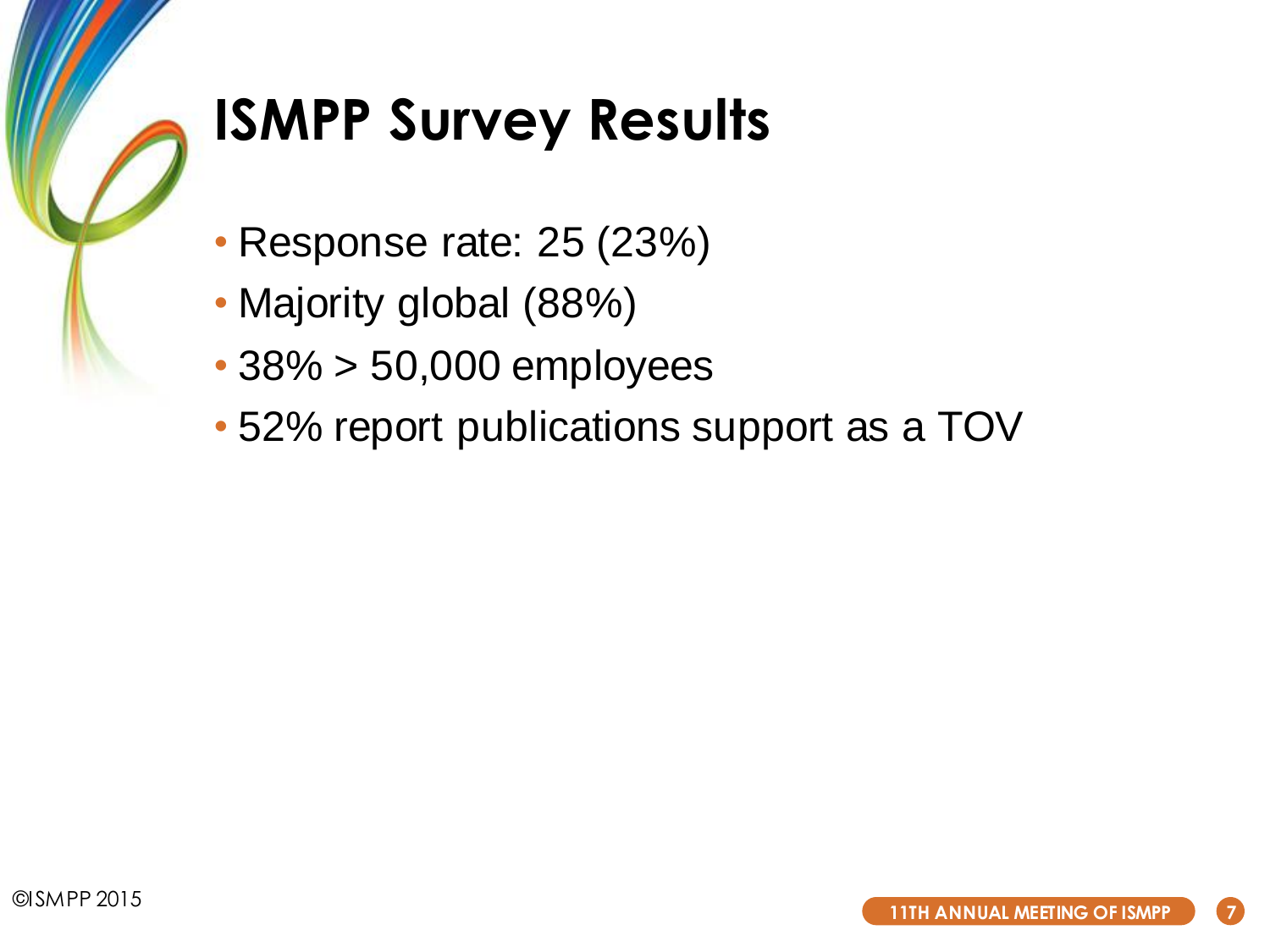# ISMPP Survey Results

- Response rate: 25 (23%)
- Majority global (88%)
- 38% > 50,000 employees
- 52% report publications support as a TOV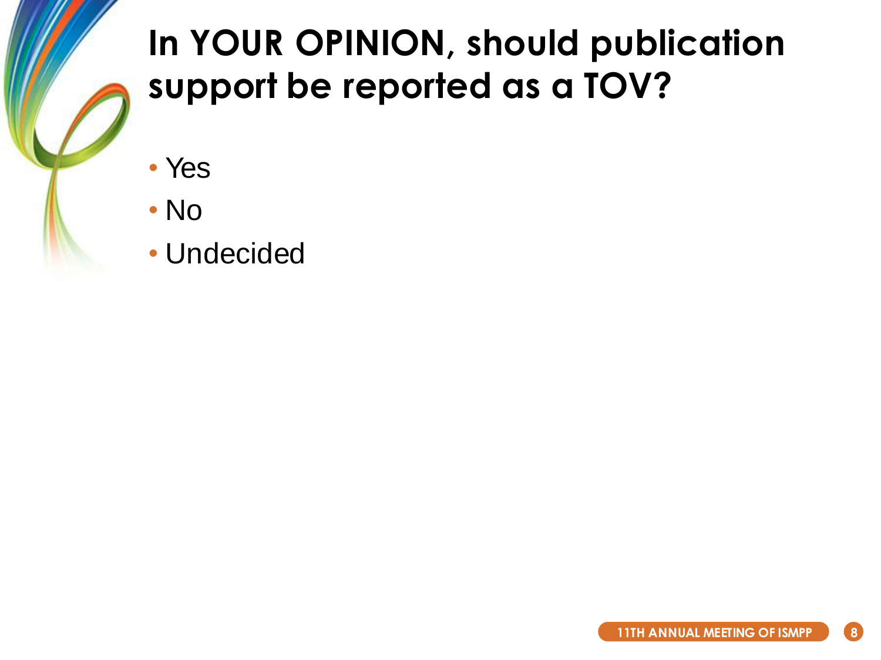# In YOUR OPINION, should publication support be reported as a TOV?

- Yes
- No
- Undecided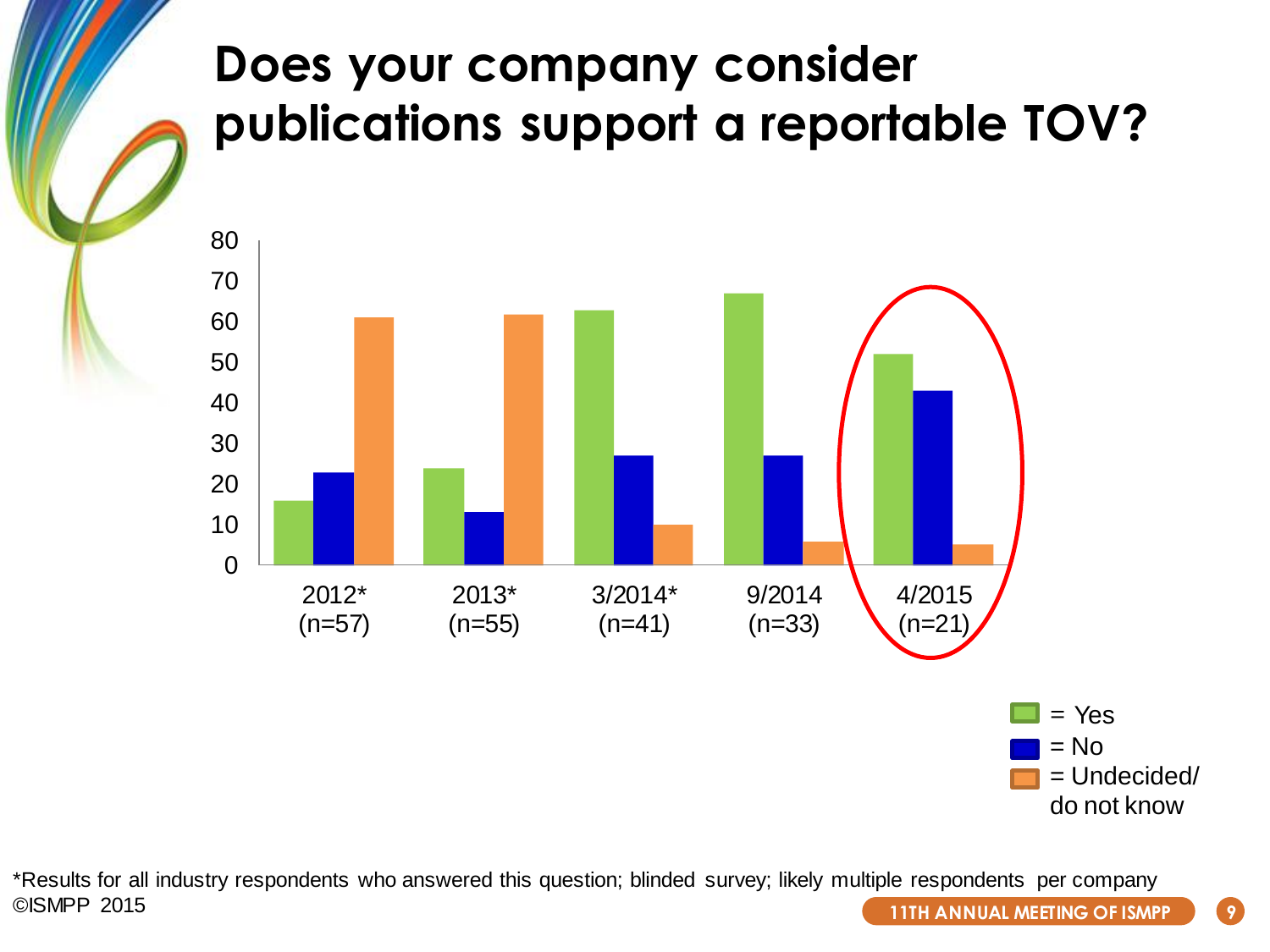# Does your company consider publications support a reportable TOV?

| | 2012* (n=57) | 2013* (n=55) | 3/2014* (n=41) | 9/2014 (n=33) | 4/2015 (n=21) |
|---|---|---|---|---|---|
| Yes | 16 | 24 | 63 | 67 | 52 |
| No | 23 | 13 | 27 | 27 | 43 |
| Undecided/ do not know | 61 | 62 | 10 | 6 | 5 |

*Results for all industry respondents who answered this question; blinded survey; likely multiple respondents per company

©ISMPP 2015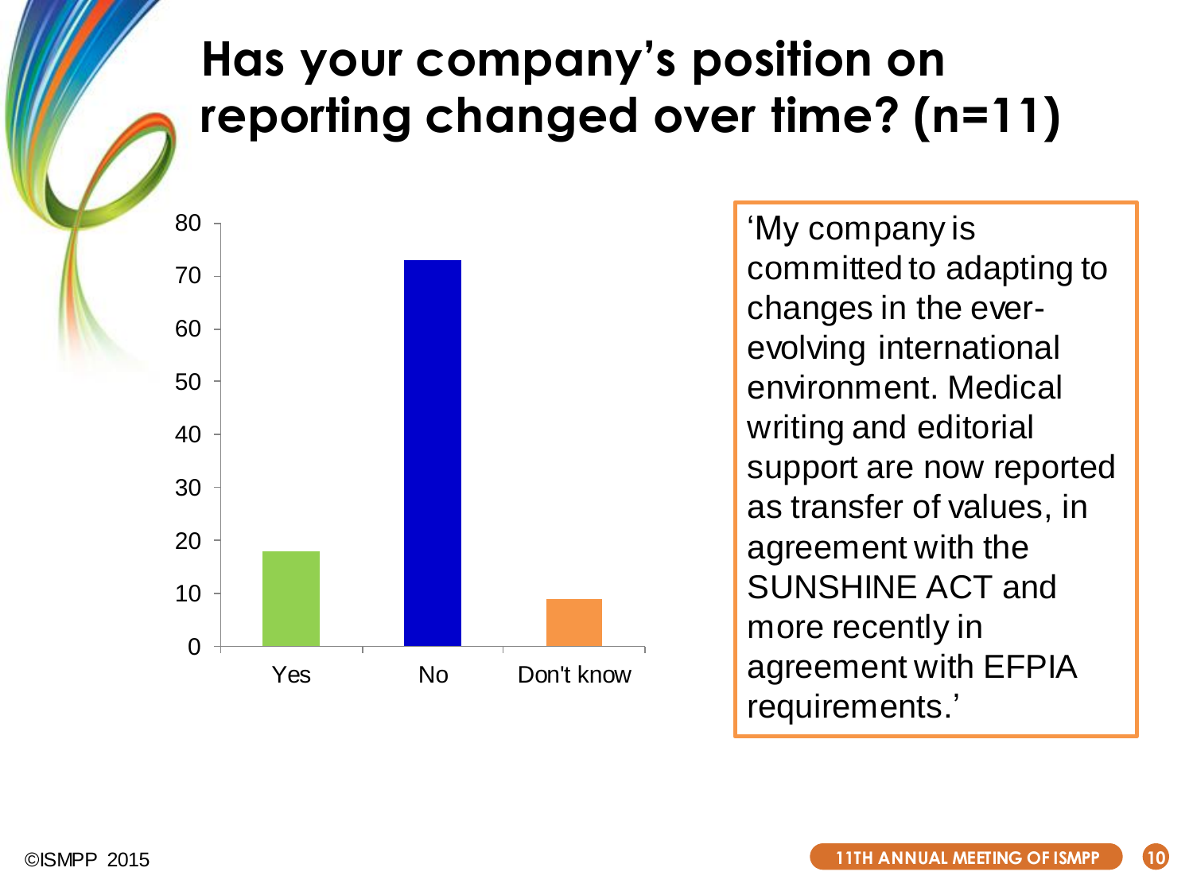# Has your company's position on reporting changed over time? (n=11)

| Response | Value |
|---|---|
| Yes | 18 |
| No | 73 |
| Don't know | 9 |

'My company is committed to adapting to changes in the ever-evolving international environment. Medical writing and editorial support are now reported as transfer of values, in agreement with the SUNSHINE ACT and more recently in agreement with EFPIA requirements.'

©ISMPP 2015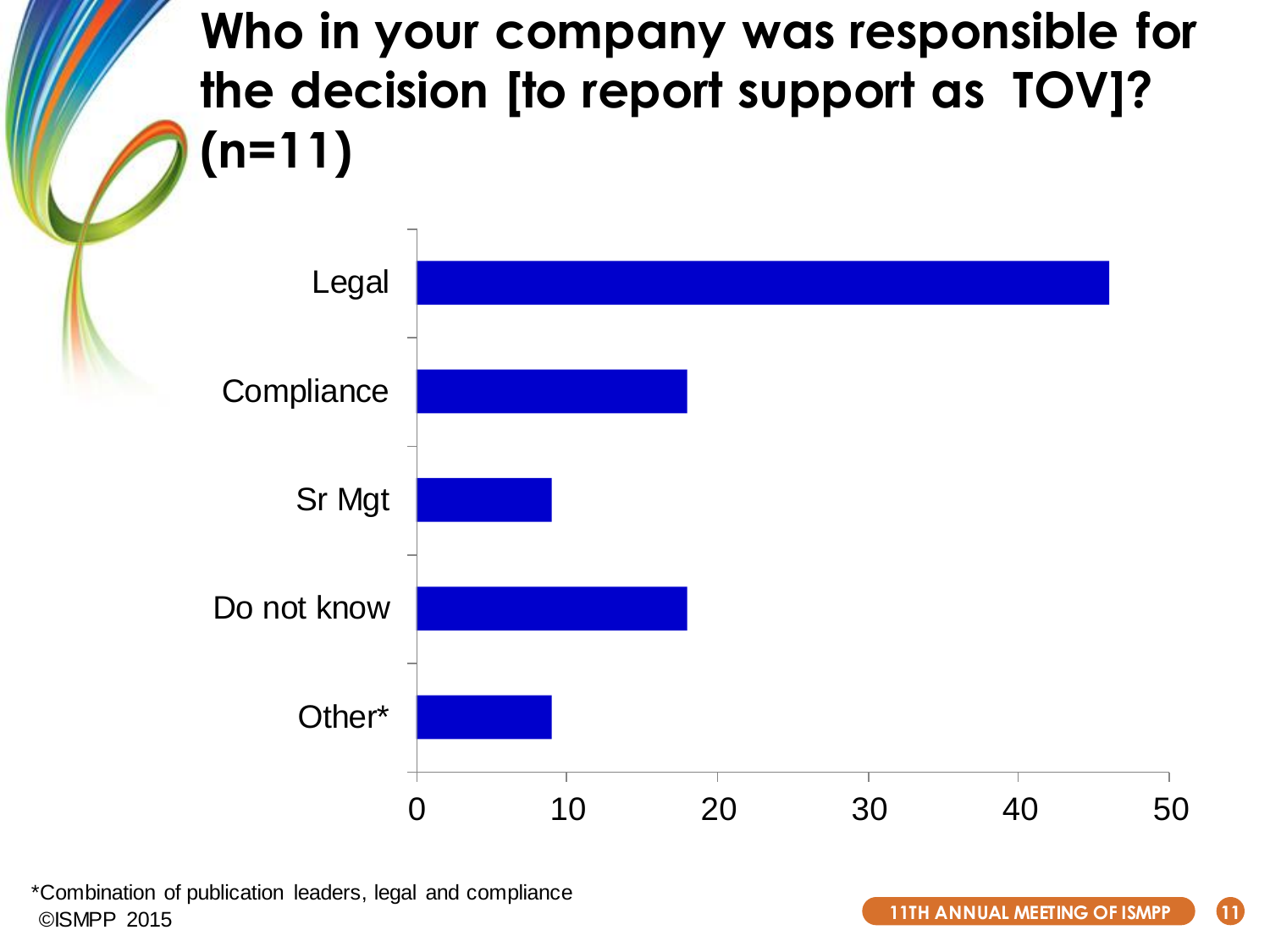# Who in your company was responsible for the decision [to report support as TOV]? (n=11)

| Response | Value |
| --- | --- |
| Legal | 46 |
| Compliance | 18 |
| Sr Mgt | 9 |
| Do not know | 18 |
| Other* | 9 |

*Combination of publication leaders, legal and compliance

©ISMPP 2015

11TH ANNUAL MEETING OF ISMPP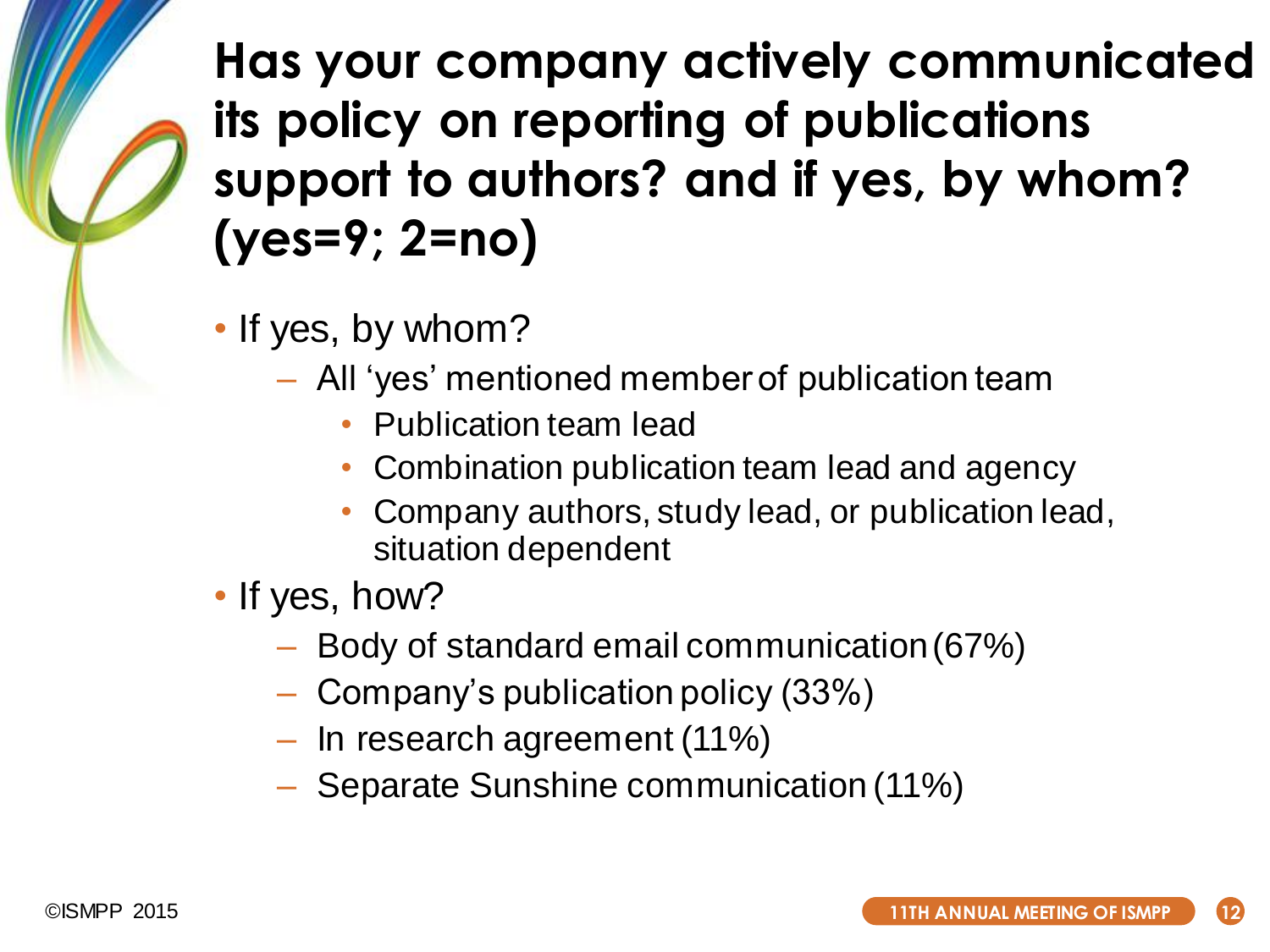# Has your company actively communicated its policy on reporting of publications support to authors? and if yes, by whom? (yes=9; 2=no)

- If yes, by whom?
  - All 'yes' mentioned member of publication team
    - Publication team lead
    - Combination publication team lead and agency
    - Company authors, study lead, or publication lead, situation dependent
- If yes, how?
  - Body of standard email communication (67%)
  - Company's publication policy (33%)
  - In research agreement (11%)
  - Separate Sunshine communication (11%)

©ISMPP 2015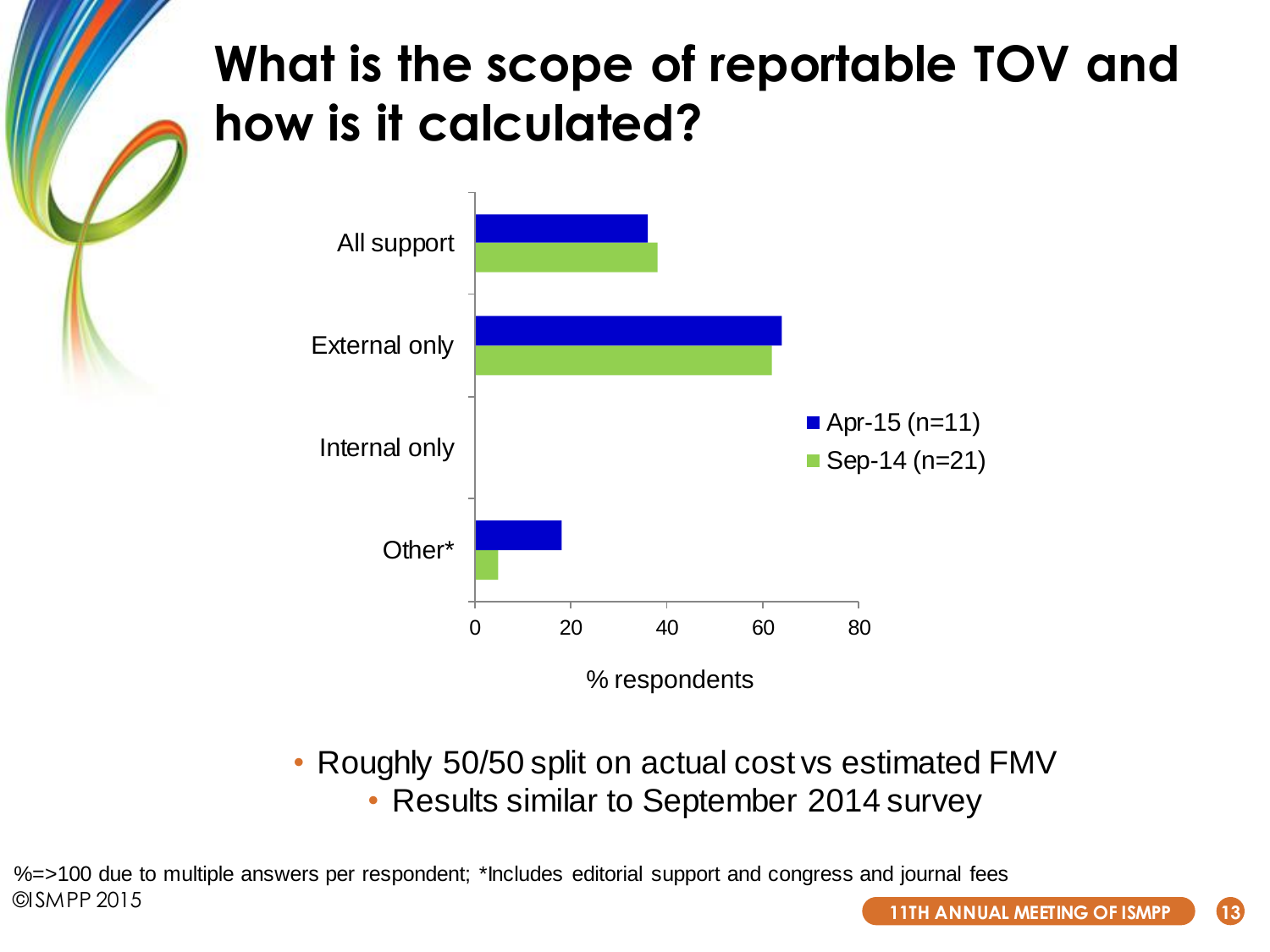# What is the scope of reportable TOV and how is it calculated?

| | Apr-15 (n=11) | Sep-14 (n=21) |
|---|---|---|
| All support | ~36 | ~38 |
| External only | ~64 | ~62 |
| Internal only | | |
| Other* | ~18 | ~5 |

% respondents

- Roughly 50/50 split on actual cost vs estimated FMV
  - Results similar to September 2014 survey

%=>100 due to multiple answers per respondent; *Includes editorial support and congress and journal fees

©ISMPP 2015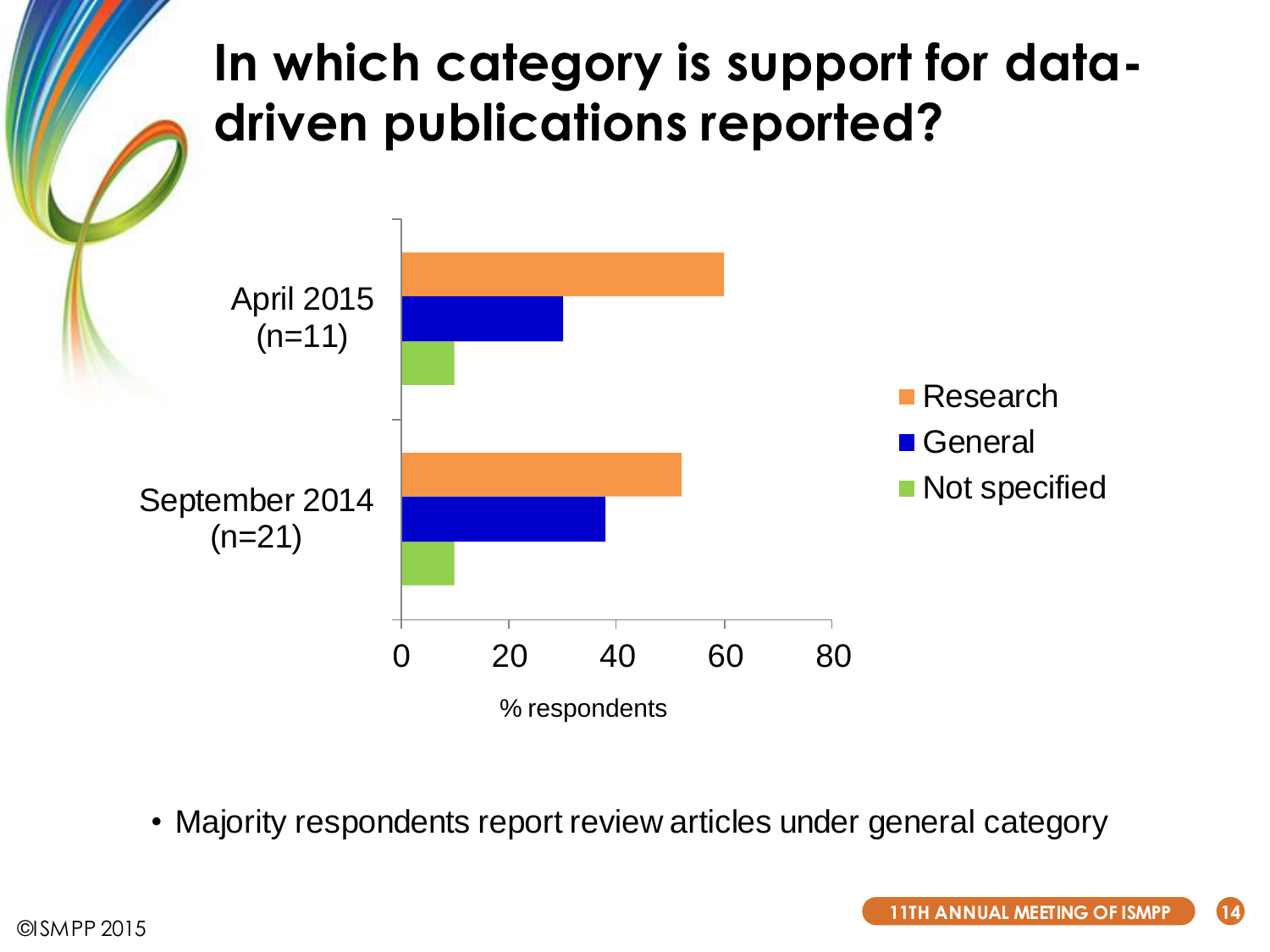# In which category is support for data-driven publications reported?

| | Research | General | Not specified |
|---|---|---|---|
| April 2015 (n=11) | 60 | 30 | 10 |
| September 2014 (n=21) | 52 | 38 | 10 |

% respondents

- Majority respondents report review articles under general category

©ISMPP 2015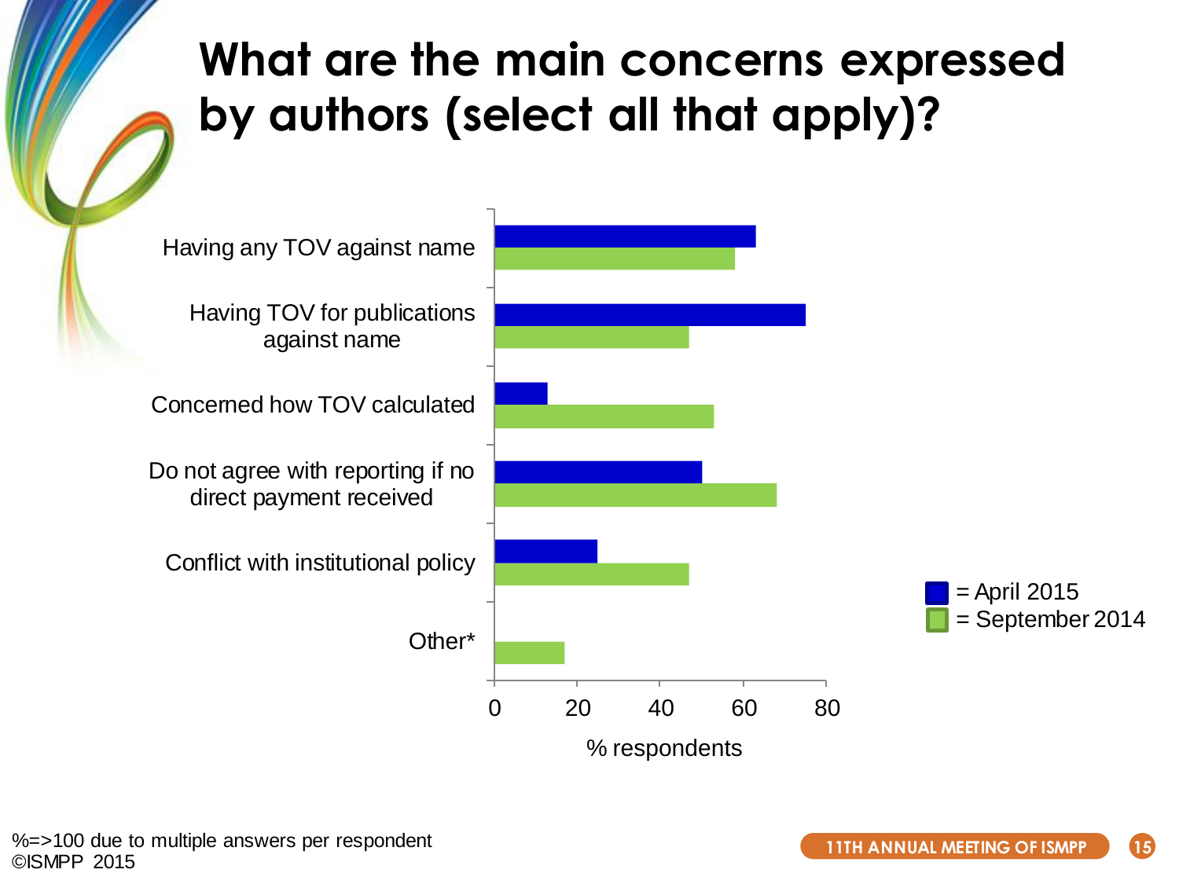# What are the main concerns expressed by authors (select all that apply)?

| Concern | April 2015 (% respondents) | September 2014 (% respondents) |
|---|---|---|
| Having any TOV against name | ~63 | ~58 |
| Having TOV for publications against name | ~75 | ~47 |
| Concerned how TOV calculated | ~13 | ~53 |
| Do not agree with reporting if no direct payment received | ~50 | ~68 |
| Conflict with institutional policy | ~25 | ~47 |
| Other* | | ~17 |

% respondents

%=>100 due to multiple answers per respondent
©ISMPP 2015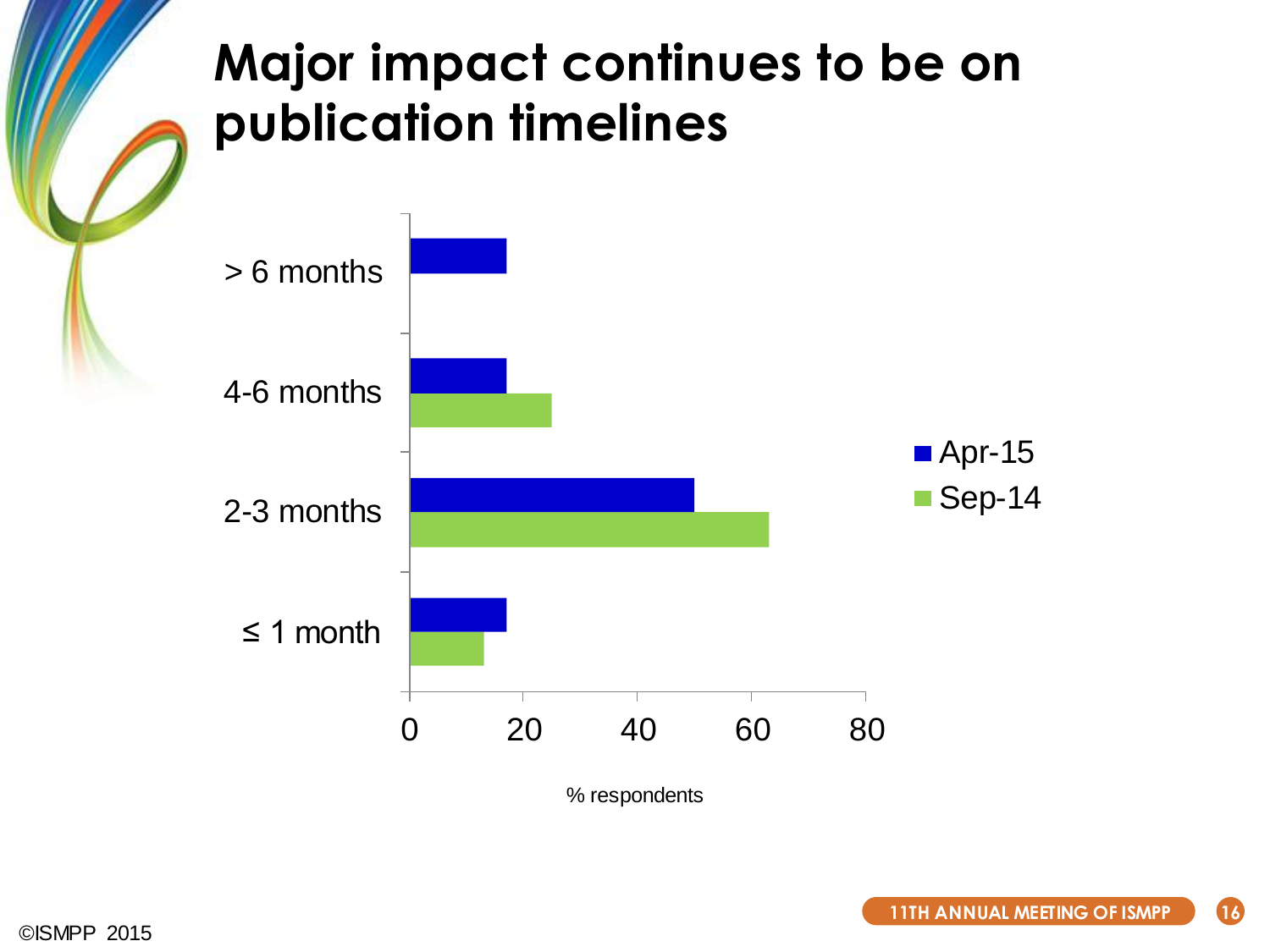# Major impact continues to be on publication timelines

> 6 months
4-6 months
2-3 months
≤ 1 month

0
20
40
60
80

% respondents

Apr-15
Sep-14

©ISMPP 2015